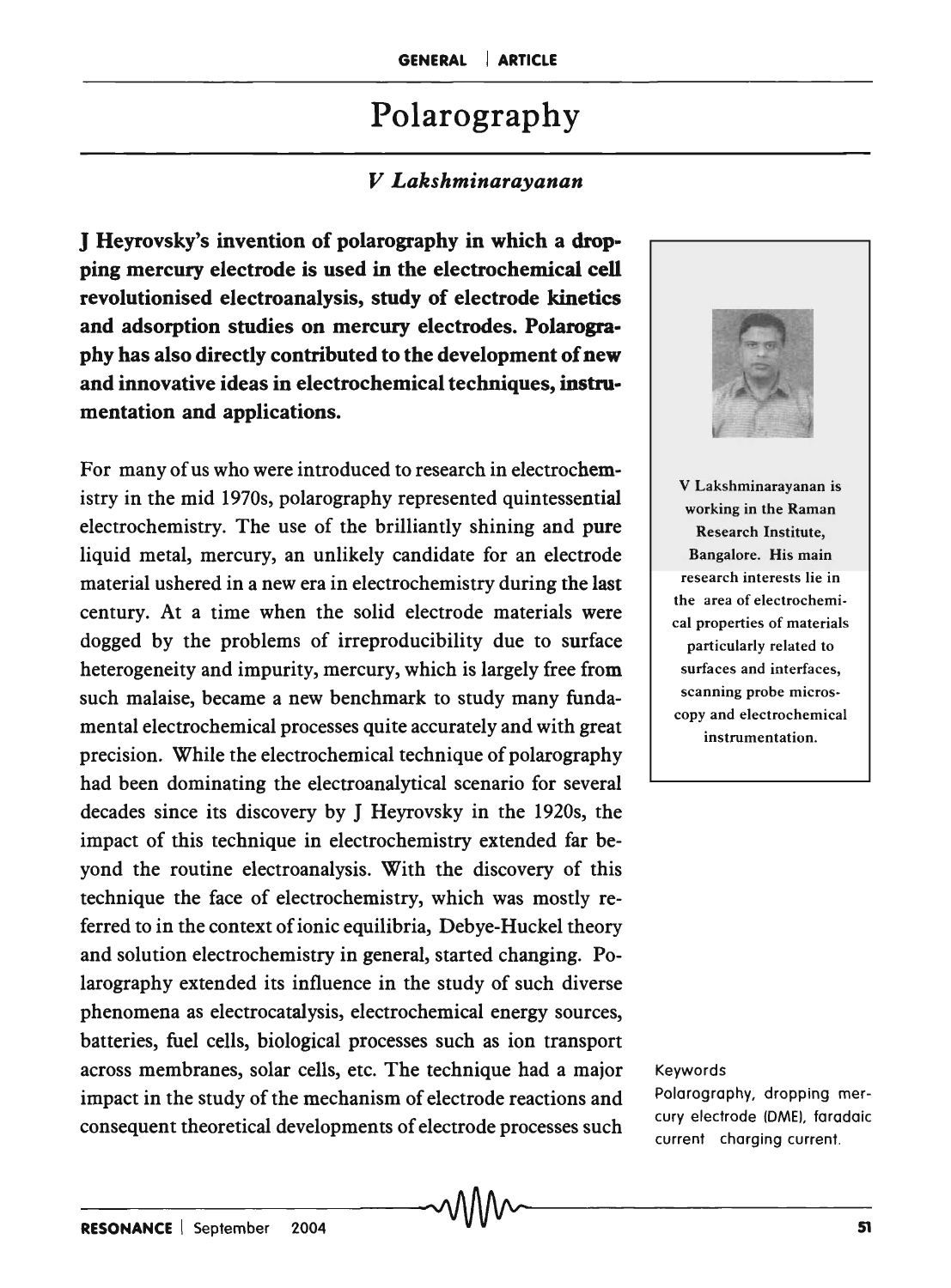# Polarography

*V Lakshminarayanan*

**J Heyrovsky's invention of polarography in which a dropping mercury electrode is used in the electrochemical cell revolutionised electroanalysis, study of electrode kinetics and adsorption studies on mercury electrodes. Polarography has also directly contributed to the development of new and innovative ideas in electrochemical techniques, instrumentation and applications.**

V Lakshminarayanan is working in the Raman Research Institute, Bangalore. His main research interests lie in the area of electrochemical properties of materials particularly related to surfaces and interfaces, scanning probe microscopy and electrochemical instrumentation.

For many of us who were introduced to research in electrochemistry in the mid 1970s, polarography represented quintessential electrochemistry. The use of the brilliantly shining and pure liquid metal, mercury, an unlikely candidate for an electrode material ushered in a new era in electrochemistry during the last century. At a time when the solid electrode materials were dogged by the problems of irreproducibility due to surface heterogeneity and impurity, mercury, which is largely free from such malaise, became a new benchmark to study many fundamental electrochemical processes quite accurately and with great precision. While the electrochemical technique of polarography had been dominating the electroanalytical scenario for several decades since its discovery by J Heyrovsky in the 1920s, the impact of this technique in electrochemistry extended far beyond the routine electroanalysis. With the discovery of this technique the face of electrochemistry, which was mostly referred to in the context of ionic equilibria, Debye-Huckel theory and solution electrochemistry in general, started changing. Polarography extended its influence in the study of such diverse phenomena as electrocatalysis, electrochemical energy sources, batteries, fuel cells, biological processes such as ion transport across membranes, solar cells, etc. The technique had a major impact in the study of the mechanism of electrode reactions and consequent theoretical developments of electrode processes such

Keywords

Polarography, dropping mercury electrode (DME), faradaic current charging current.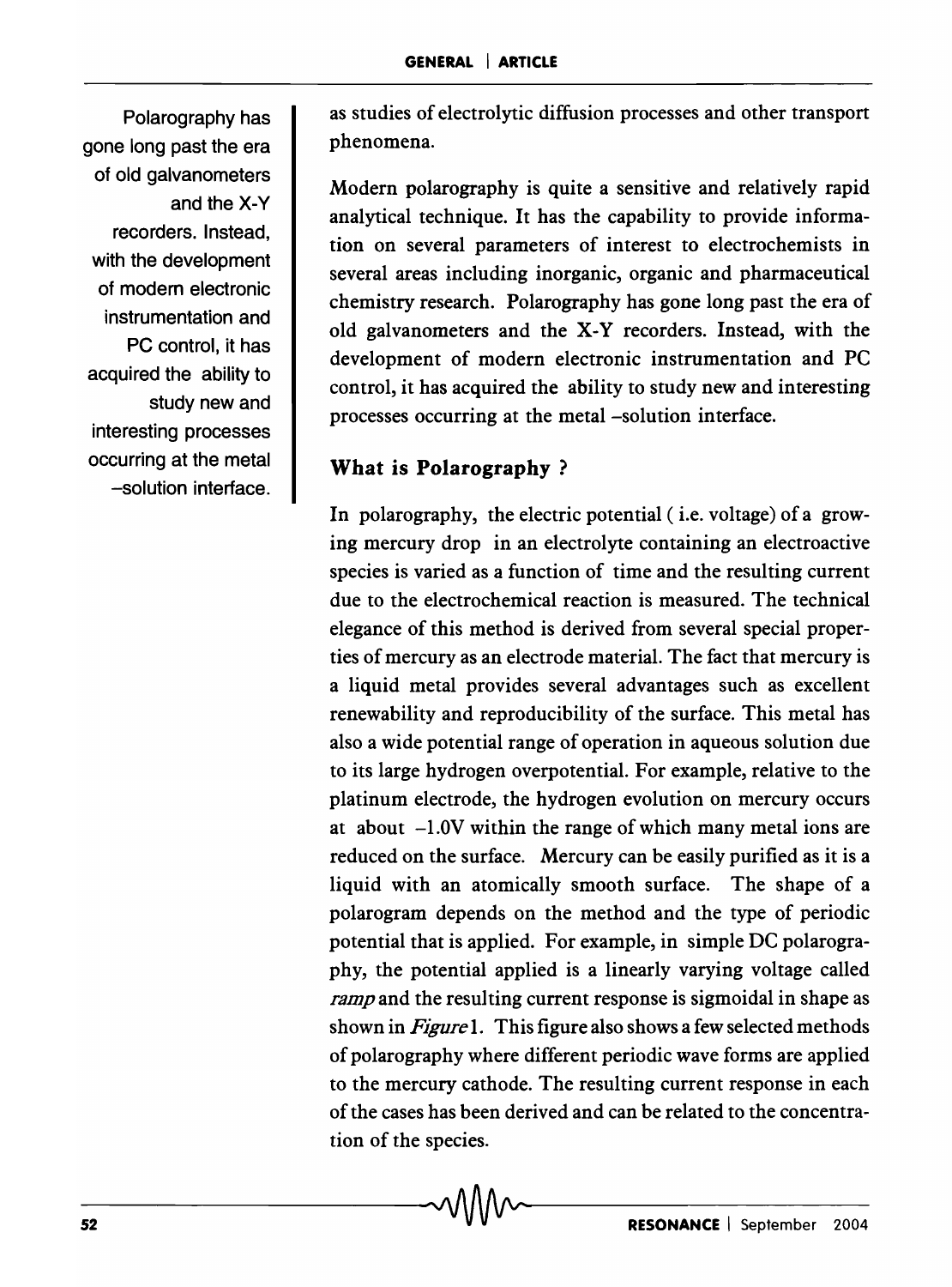Polarography has gone long past the era of old galvanometers and the X-Y recorders. Instead, with the development of modern electronic instrumentation and PC control, it has acquired the ability to study new and interesting processes occurring at the metal –solution interface.

as studies of electrolytic diffusion processes and other transport phenomena.

Modern polarography is quite a sensitive and relatively rapid analytical technique. It has the capability to provide information on several parameters of interest to electrochemists in several areas including inorganic, organic and pharmaceutical chemistry research. Polarography has gone long past the era of old galvanometers and the X-Y recorders. Instead, with the development of modern electronic instrumentation and PC control, it has acquired the ability to study new and interesting processes occurring at the metal –solution interface.

## What is Polarography ?

In polarography, the electric potential ( i.e. voltage) of a growing mercury drop in an electrolyte containing an electroactive species is varied as a function of time and the resulting current due to the electrochemical reaction is measured. The technical elegance of this method is derived from several special properties of mercury as an electrode material. The fact that mercury is a liquid metal provides several advantages such as excellent renewability and reproducibility of the surface. This metal has also a wide potential range of operation in aqueous solution due to its large hydrogen overpotential. For example, relative to the platinum electrode, the hydrogen evolution on mercury occurs at about –1.0V within the range of which many metal ions are reduced on the surface. Mercury can be easily purified as it is a liquid with an atomically smooth surface. The shape of a polarogram depends on the method and the type of periodic potential that is applied. For example, in simple DC polarography, the potential applied is a linearly varying voltage called *ramp* and the resulting current response is sigmoidal in shape as shown in *Figure* 1. This figure also shows a few selected methods of polarography where different periodic wave forms are applied to the mercury cathode. The resulting current response in each of the cases has been derived and can be related to the concentration of the species.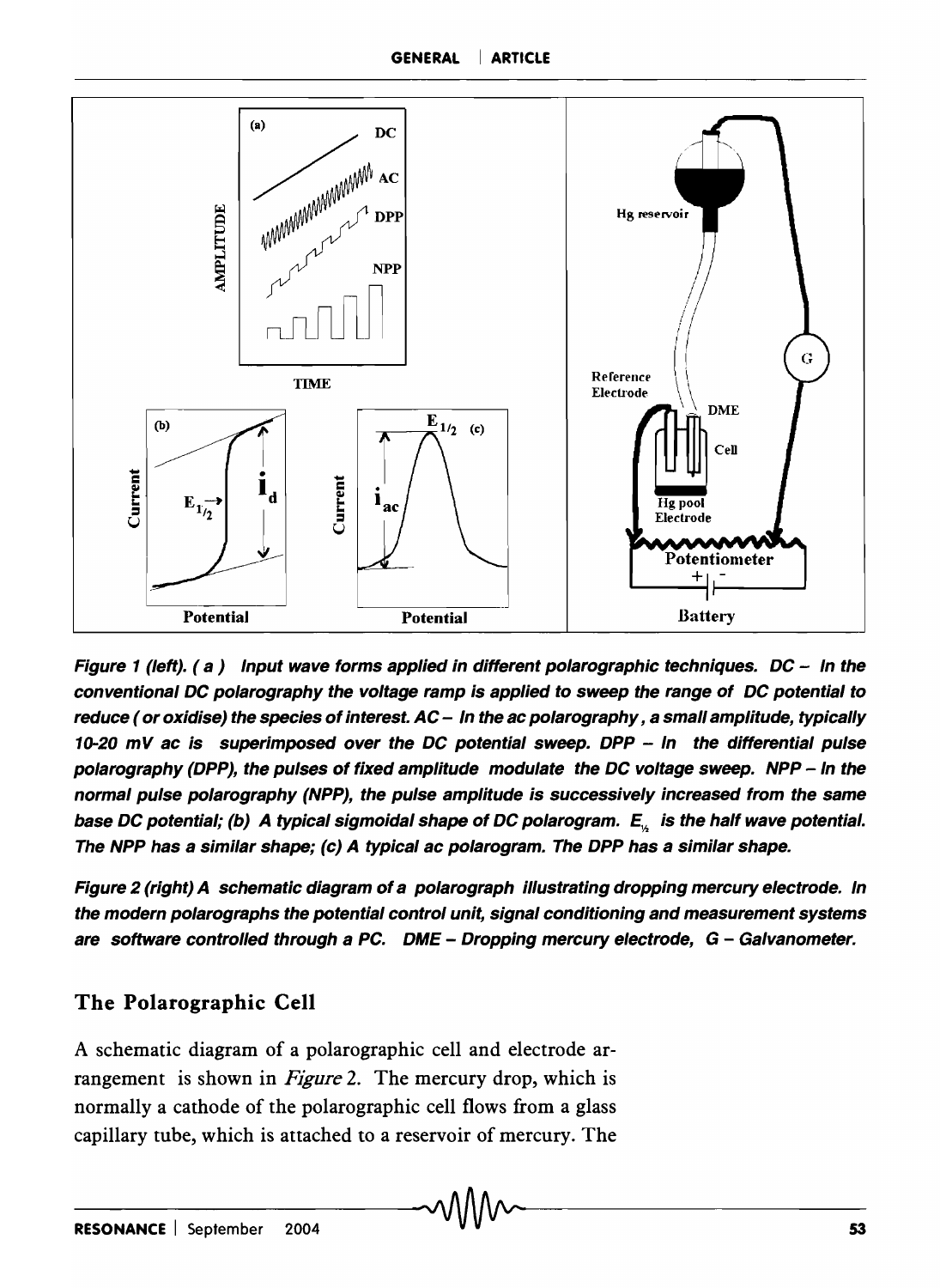**Figure 1 (left). ( a ) Input wave forms applied in different polarographic techniques. DC – In the conventional DC polarography the voltage ramp is applied to sweep the range of DC potential to reduce ( or oxidise) the species of interest. AC – In the ac polarography, a small amplitude, typically 10-20 mV ac is superimposed over the DC potential sweep. DPP – In the differential pulse polarography (DPP), the pulses of fixed amplitude modulate the DC voltage sweep. NPP – In the normal pulse polarography (NPP), the pulse amplitude is successively increased from the same base DC potential; (b) A typical sigmoidal shape of DC polarogram. $E_{1/2}$ is the half wave potential. The NPP has a similar shape; (c) A typical ac polarogram. The DPP has a similar shape.**

**Figure 2 (right) A schematic diagram of a polarograph illustrating dropping mercury electrode. In the modern polarographs the potential control unit, signal conditioning and measurement systems are software controlled through a PC. DME – Dropping mercury electrode, G – Galvanometer.**

## The Polarographic Cell

A schematic diagram of a polarographic cell and electrode arrangement is shown in *Figure* 2. The mercury drop, which is normally a cathode of the polarographic cell flows from a glass capillary tube, which is attached to a reservoir of mercury. The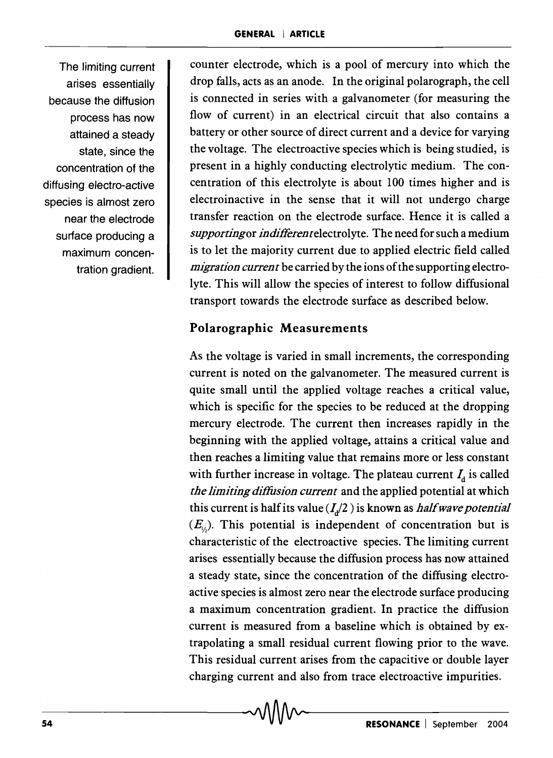The limiting current arises essentially because the diffusion process has now attained a steady state, since the concentration of the diffusing electro-active species is almost zero near the electrode surface producing a maximum concentration gradient.

counter electrode, which is a pool of mercury into which the drop falls, acts as an anode. In the original polarograph, the cell is connected in series with a galvanometer (for measuring the flow of current) in an electrical circuit that also contains a battery or other source of direct current and a device for varying the voltage. The electroactive species which is being studied, is present in a highly conducting electrolytic medium. The concentration of this electrolyte is about 100 times higher and is electroinactive in the sense that it will not undergo charge transfer reaction on the electrode surface. Hence it is called a *supporting* or *indifferent* electrolyte. The need for such a medium is to let the majority current due to applied electric field called *migration current* be carried by the ions of the supporting electrolyte. This will allow the species of interest to follow diffusional transport towards the electrode surface as described below.

## Polarographic Measurements

As the voltage is varied in small increments, the corresponding current is noted on the galvanometer. The measured current is quite small until the applied voltage reaches a critical value, which is specific for the species to be reduced at the dropping mercury electrode. The current then increases rapidly in the beginning with the applied voltage, attains a critical value and then reaches a limiting value that remains more or less constant with further increase in voltage. The plateau current $I_d$ is called *the limiting diffusion current* and the applied potential at which this current is half its value ($I_d/2$) is known as *half wave potential* ($E_{1/2}$). This potential is independent of concentration but is characteristic of the electroactive species. The limiting current arises essentially because the diffusion process has now attained a steady state, since the concentration of the diffusing electroactive species is almost zero near the electrode surface producing a maximum concentration gradient. In practice the diffusion current is measured from a baseline which is obtained by extrapolating a small residual current flowing prior to the wave. This residual current arises from the capacitive or double layer charging current and also from trace electroactive impurities.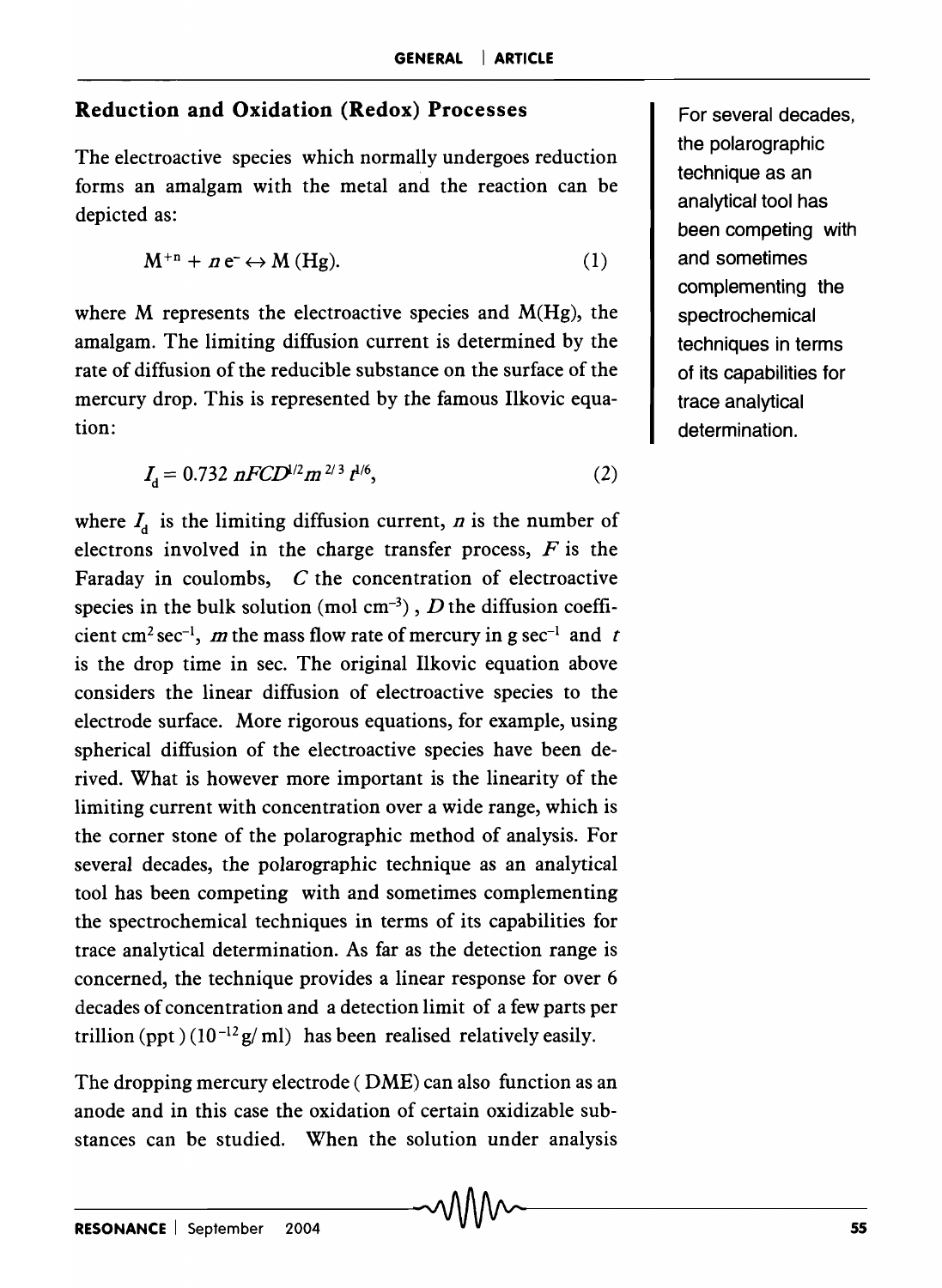## Reduction and Oxidation (Redox) Processes

The electroactive species which normally undergoes reduction forms an amalgam with the metal and the reaction can be depicted as:

$$M^{+n} + n\,e^- \leftrightarrow M\,(Hg). \quad (1)$$

where M represents the electroactive species and M(Hg), the amalgam. The limiting diffusion current is determined by the rate of diffusion of the reducible substance on the surface of the mercury drop. This is represented by the famous Ilkovic equation:

$$I_d = 0.732\, nFCD^{1/2} m^{2/3} t^{1/6}, \quad (2)$$

where $I_d$ is the limiting diffusion current, $n$ is the number of electrons involved in the charge transfer process, $F$ is the Faraday in coulombs, $C$ the concentration of electroactive species in the bulk solution (mol $cm^{-3}$), $D$ the diffusion coefficient $cm^2\,sec^{-1}$, $m$ the mass flow rate of mercury in g $sec^{-1}$ and $t$ is the drop time in sec. The original Ilkovic equation above considers the linear diffusion of electroactive species to the electrode surface. More rigorous equations, for example, using spherical diffusion of the electroactive species have been derived. What is however more important is the linearity of the limiting current with concentration over a wide range, which is the corner stone of the polarographic method of analysis. For several decades, the polarographic technique as an analytical tool has been competing with and sometimes complementing the spectrochemical techniques in terms of its capabilities for trace analytical determination. As far as the detection range is concerned, the technique provides a linear response for over 6 decades of concentration and a detection limit of a few parts per trillion (ppt) ($10^{-12}$ g/ ml) has been realised relatively easily.

For several decades, the polarographic technique as an analytical tool has been competing with and sometimes complementing the spectrochemical techniques in terms of its capabilities for trace analytical determination.

The dropping mercury electrode (DME) can also function as an anode and in this case the oxidation of certain oxidizable substances can be studied. When the solution under analysis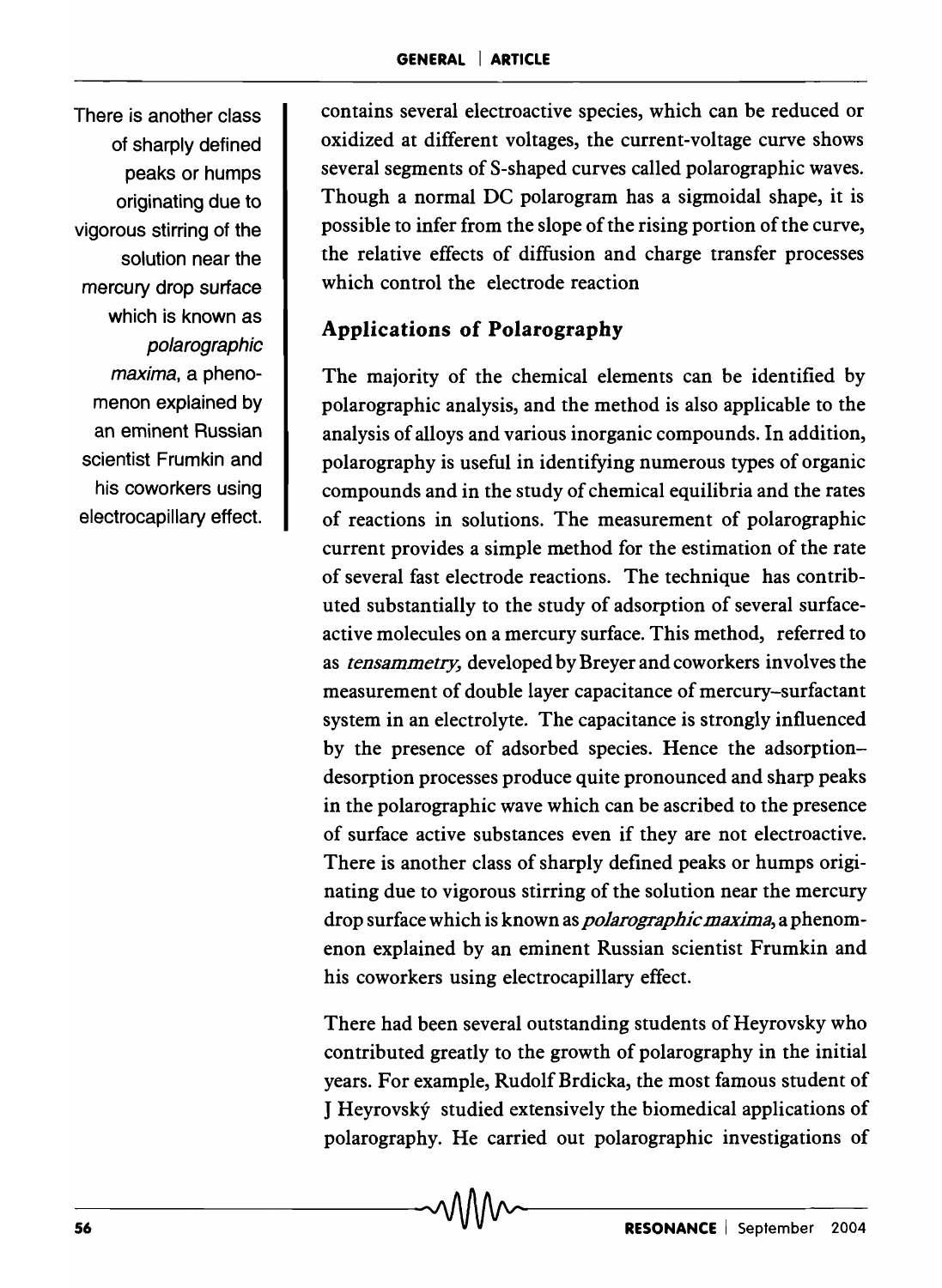> There is another class of sharply defined peaks or humps originating due to vigorous stirring of the solution near the mercury drop surface which is known as *polarographic maxima*, a phenomenon explained by an eminent Russian scientist Frumkin and his coworkers using electrocapillary effect.

contains several electroactive species, which can be reduced or oxidized at different voltages, the current-voltage curve shows several segments of S-shaped curves called polarographic waves. Though a normal DC polarogram has a sigmoidal shape, it is possible to infer from the slope of the rising portion of the curve, the relative effects of diffusion and charge transfer processes which control the electrode reaction

## Applications of Polarography

The majority of the chemical elements can be identified by polarographic analysis, and the method is also applicable to the analysis of alloys and various inorganic compounds. In addition, polarography is useful in identifying numerous types of organic compounds and in the study of chemical equilibria and the rates of reactions in solutions. The measurement of polarographic current provides a simple method for the estimation of the rate of several fast electrode reactions. The technique has contributed substantially to the study of adsorption of several surface-active molecules on a mercury surface. This method, referred to as *tensammetry,* developed by Breyer and coworkers involves the measurement of double layer capacitance of mercury–surfactant system in an electrolyte. The capacitance is strongly influenced by the presence of adsorbed species. Hence the adsorption–desorption processes produce quite pronounced and sharp peaks in the polarographic wave which can be ascribed to the presence of surface active substances even if they are not electroactive. There is another class of sharply defined peaks or humps originating due to vigorous stirring of the solution near the mercury drop surface which is known as *polarographic maxima*, a phenomenon explained by an eminent Russian scientist Frumkin and his coworkers using electrocapillary effect.

There had been several outstanding students of Heyrovsky who contributed greatly to the growth of polarography in the initial years. For example, Rudolf Brdicka, the most famous student of J Heyrovský studied extensively the biomedical applications of polarography. He carried out polarographic investigations of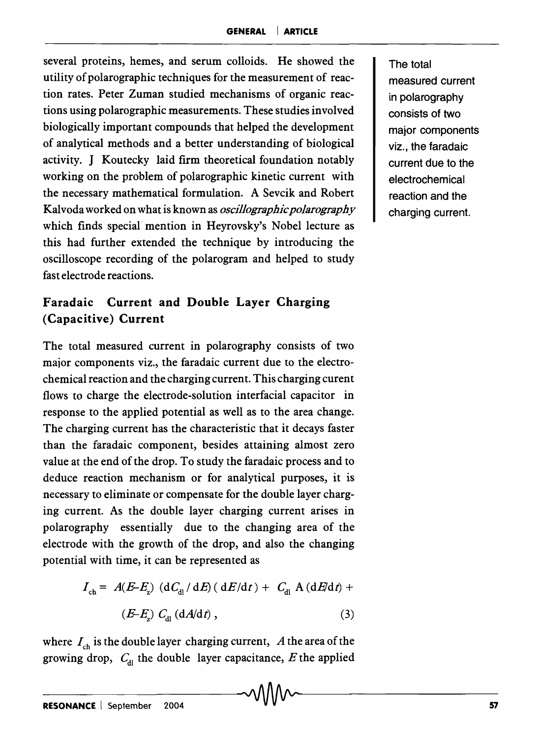several proteins, hemes, and serum colloids. He showed the utility of polarographic techniques for the measurement of reaction rates. Peter Zuman studied mechanisms of organic reactions using polarographic measurements. These studies involved biologically important compounds that helped the development of analytical methods and a better understanding of biological activity. J Koutecky laid firm theoretical foundation notably working on the problem of polarographic kinetic current with the necessary mathematical formulation. A Sevcik and Robert Kalvoda worked on what is known as *oscillographic polarography* which finds special mention in Heyrovsky's Nobel lecture as this had further extended the technique by introducing the oscilloscope recording of the polarogram and helped to study fast electrode reactions.

The total measured current in polarography consists of two major components viz., the faradaic current due to the electrochemical reaction and the charging current.

## Faradaic Current and Double Layer Charging (Capacitive) Current

The total measured current in polarography consists of two major components viz., the faradaic current due to the electrochemical reaction and the charging current. This charging curent flows to charge the electrode-solution interfacial capacitor in response to the applied potential as well as to the area change. The charging current has the characteristic that it decays faster than the faradaic component, besides attaining almost zero value at the end of the drop. To study the faradaic process and to deduce reaction mechanism or for analytical purposes, it is necessary to eliminate or compensate for the double layer charging current. As the double layer charging current arises in polarography essentially due to the changing area of the electrode with the growth of the drop, and also the changing potential with time, it can be represented as

$$I_{ch} = A(E-E_z)\,(\mathrm{d}C_{dl}/\mathrm{d}E)\,(\mathrm{d}E/\mathrm{d}t) + C_{dl}\,A\,(\mathrm{d}E/\mathrm{d}t) + (E-E_z)\,C_{dl}\,(\mathrm{d}A/\mathrm{d}t)\,, \qquad (3)$$

where $I_{ch}$ is the double layer charging current, $A$ the area of the growing drop, $C_{dl}$ the double layer capacitance, $E$ the applied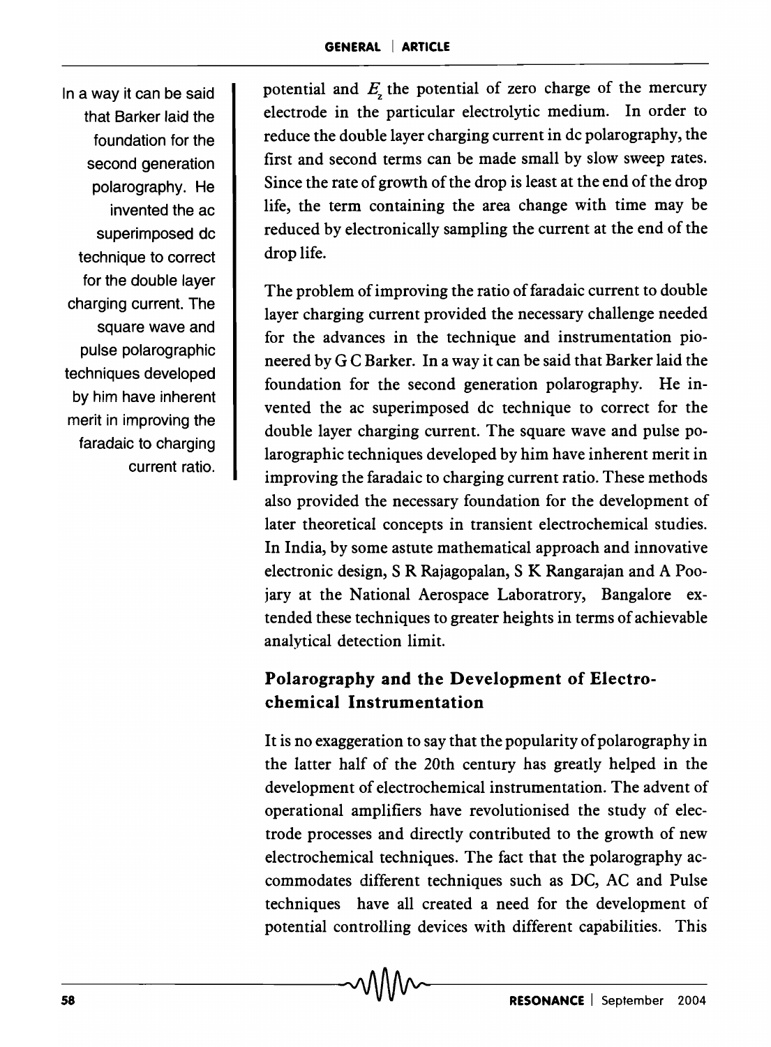potential and $E_z$ the potential of zero charge of the mercury electrode in the particular electrolytic medium. In order to reduce the double layer charging current in dc polarography, the first and second terms can be made small by slow sweep rates. Since the rate of growth of the drop is least at the end of the drop life, the term containing the area change with time may be reduced by electronically sampling the current at the end of the drop life.

In a way it can be said that Barker laid the foundation for the second generation polarography. He invented the ac superimposed dc technique to correct for the double layer charging current. The square wave and pulse polarographic techniques developed by him have inherent merit in improving the faradaic to charging current ratio.

The problem of improving the ratio of faradaic current to double layer charging current provided the necessary challenge needed for the advances in the technique and instrumentation pioneered by G C Barker. In a way it can be said that Barker laid the foundation for the second generation polarography. He invented the ac superimposed dc technique to correct for the double layer charging current. The square wave and pulse polarographic techniques developed by him have inherent merit in improving the faradaic to charging current ratio. These methods also provided the necessary foundation for the development of later theoretical concepts in transient electrochemical studies. In India, by some astute mathematical approach and innovative electronic design, S R Rajagopalan, S K Rangarajan and A Poojary at the National Aerospace Laboratrory, Bangalore extended these techniques to greater heights in terms of achievable analytical detection limit.

## Polarography and the Development of Electrochemical Instrumentation

It is no exaggeration to say that the popularity of polarography in the latter half of the 20th century has greatly helped in the development of electrochemical instrumentation. The advent of operational amplifiers have revolutionised the study of electrode processes and directly contributed to the growth of new electrochemical techniques. The fact that the polarography accommodates different techniques such as DC, AC and Pulse techniques have all created a need for the development of potential controlling devices with different capabilities. This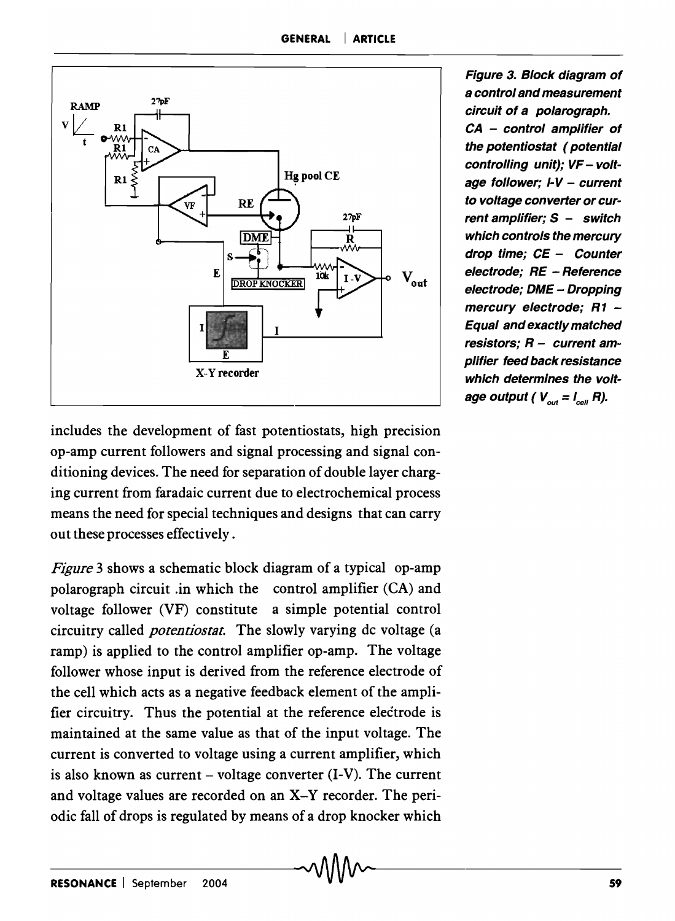*Figure 3. Block diagram of a control and measurement circuit of a polarograph. CA – control amplifier of the potentiostat (potential controlling unit); VF – voltage follower; I-V – current to voltage converter or current amplifier; S – switch which controls the mercury drop time; CE – Counter electrode; RE – Reference electrode; DME – Dropping mercury electrode; R1 – Equal and exactly matched resistors; R – current amplifier feed back resistance which determines the voltage output ( $V_{out} = I_{cell}\ R$).*

includes the development of fast potentiostats, high precision op-amp current followers and signal processing and signal conditioning devices. The need for separation of double layer charging current from faradaic current due to electrochemical process means the need for special techniques and designs that can carry out these processes effectively.

*Figure* 3 shows a schematic block diagram of a typical op-amp polarograph circuit .in which the control amplifier (CA) and voltage follower (VF) constitute a simple potential control circuitry called *potentiostat.* The slowly varying dc voltage (a ramp) is applied to the control amplifier op-amp. The voltage follower whose input is derived from the reference electrode of the cell which acts as a negative feedback element of the amplifier circuitry. Thus the potential at the reference electrode is maintained at the same value as that of the input voltage. The current is converted to voltage using a current amplifier, which is also known as current – voltage converter (I-V). The current and voltage values are recorded on an X–Y recorder. The periodic fall of drops is regulated by means of a drop knocker which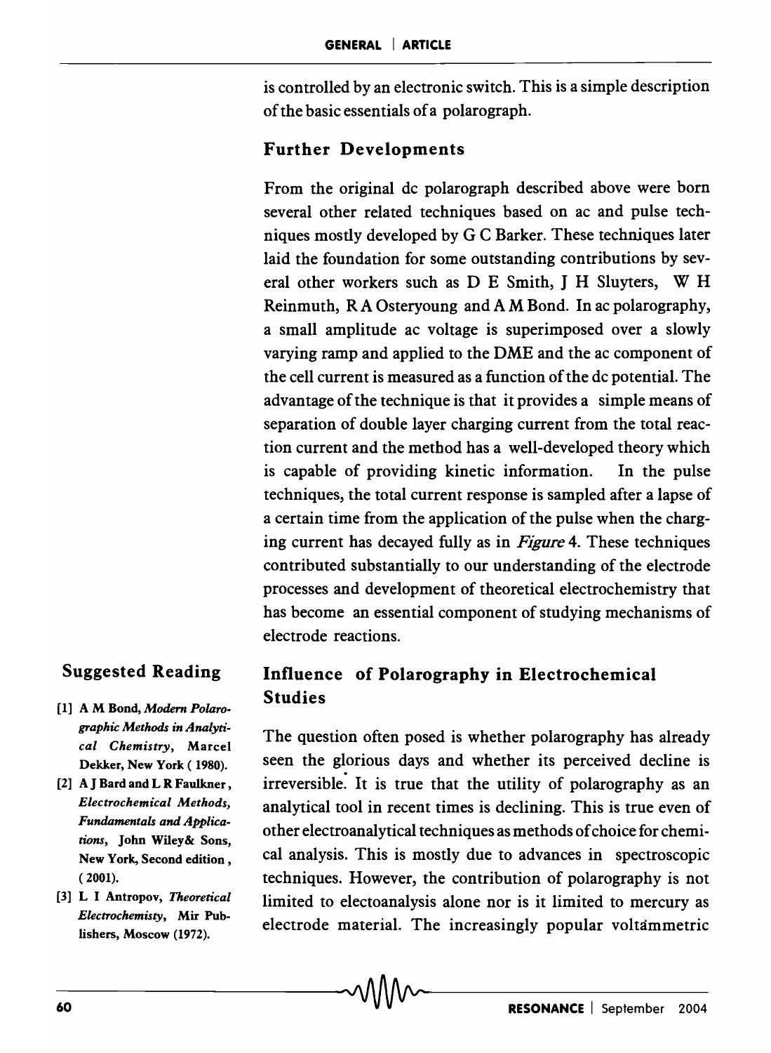is controlled by an electronic switch. This is a simple description of the basic essentials of a polarograph.

## Further Developments

From the original dc polarograph described above were born several other related techniques based on ac and pulse techniques mostly developed by G C Barker. These techniques later laid the foundation for some outstanding contributions by several other workers such as D E Smith, J H Sluyters, W H Reinmuth, R A Osteryoung and A M Bond. In ac polarography, a small amplitude ac voltage is superimposed over a slowly varying ramp and applied to the DME and the ac component of the cell current is measured as a function of the dc potential. The advantage of the technique is that it provides a simple means of separation of double layer charging current from the total reaction current and the method has a well-developed theory which is capable of providing kinetic information. In the pulse techniques, the total current response is sampled after a lapse of a certain time from the application of the pulse when the charging current has decayed fully as in *Figure* 4. These techniques contributed substantially to our understanding of the electrode processes and development of theoretical electrochemistry that has become an essential component of studying mechanisms of electrode reactions.

## Influence of Polarography in Electrochemical Studies

The question often posed is whether polarography has already seen the glorious days and whether its perceived decline is irreversible. It is true that the utility of polarography as an analytical tool in recent times is declining. This is true even of other electroanalytical techniques as methods of choice for chemical analysis. This is mostly due to advances in spectroscopic techniques. However, the contribution of polarography is not limited to electoanalysis alone nor is it limited to mercury as electrode material. The increasingly popular voltammetric

### Suggested Reading

[1] A M Bond, *Modern Polarographic Methods in Analytical Chemistry*, Marcel Dekker, New York ( 1980).

[2] A J Bard and L R Faulkner, *Electrochemical Methods, Fundamentals and Applications*, John Wiley& Sons, New York, Second edition , ( 2001).

[3] L I Antropov, *Theoretical Electrochemisty*, Mir Publishers, Moscow (1972).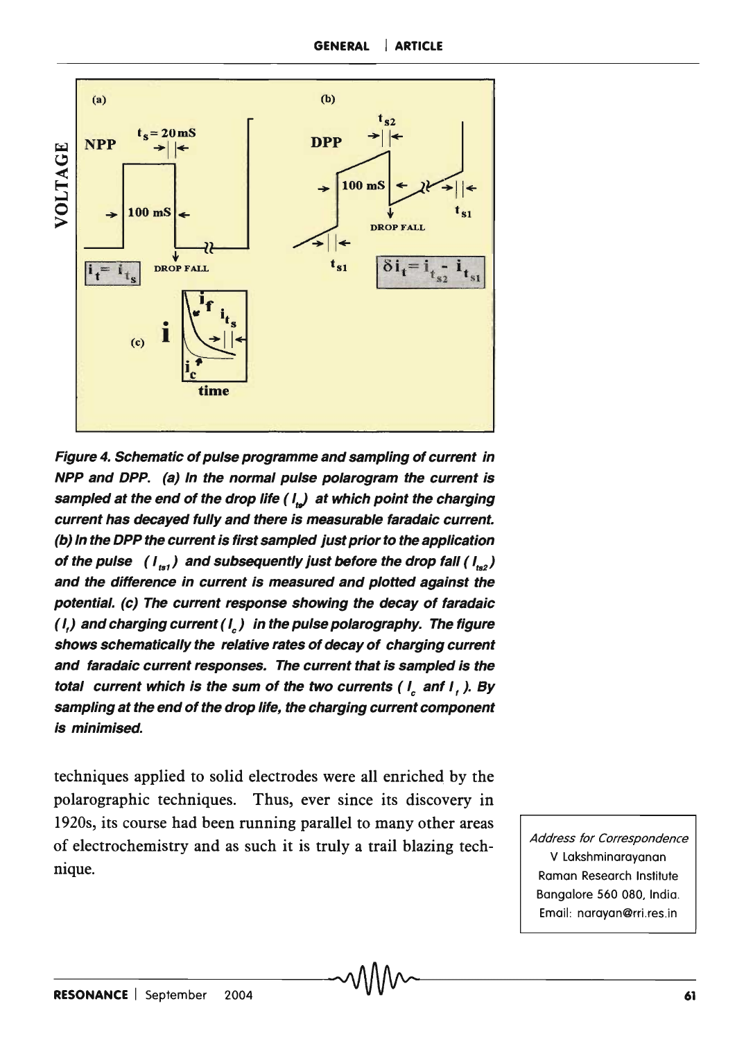VOLTAGE

(a)

NPP

$t_s = 20\,mS$

100 mS

$i_t = i_{t_s}$

DROP FALL

(b)

DPP

$t_{s2}$

100 mS

$t_{s1}$

DROP FALL

$t_{s1}$

$\delta i_t = i_{t_{s2}} - i_{t_{s1}}$

(c)

$i$

$i_f$

$i_{t_s}$

$i_c$

time

*Figure 4. Schematic of pulse programme and sampling of current in NPP and DPP. (a) In the normal pulse polarogram the current is sampled at the end of the drop life ( $I_{ts}$) at which point the charging current has decayed fully and there is measurable faradaic current. (b) In the DPP the current is first sampled just prior to the application of the pulse ( $I_{ts1}$) and subsequently just before the drop fall ( $I_{ts2}$) and the difference in current is measured and plotted against the potential. (c) The current response showing the decay of faradaic ( $I_f$) and charging current ( $I_c$) in the pulse polarography. The figure shows schematically the relative rates of decay of charging current and faradaic current responses. The current that is sampled is the total current which is the sum of the two currents ( $I_c$ anf $I_f$ ). By sampling at the end of the drop life, the charging current component is minimised.*

techniques applied to solid electrodes were all enriched by the polarographic techniques. Thus, ever since its discovery in 1920s, its course had been running parallel to many other areas of electrochemistry and as such it is truly a trail blazing technique.

*Address for Correspondence*
V Lakshminarayanan
Raman Research Institute
Bangalore 560 080, India.
Email: narayan@rri.res.in